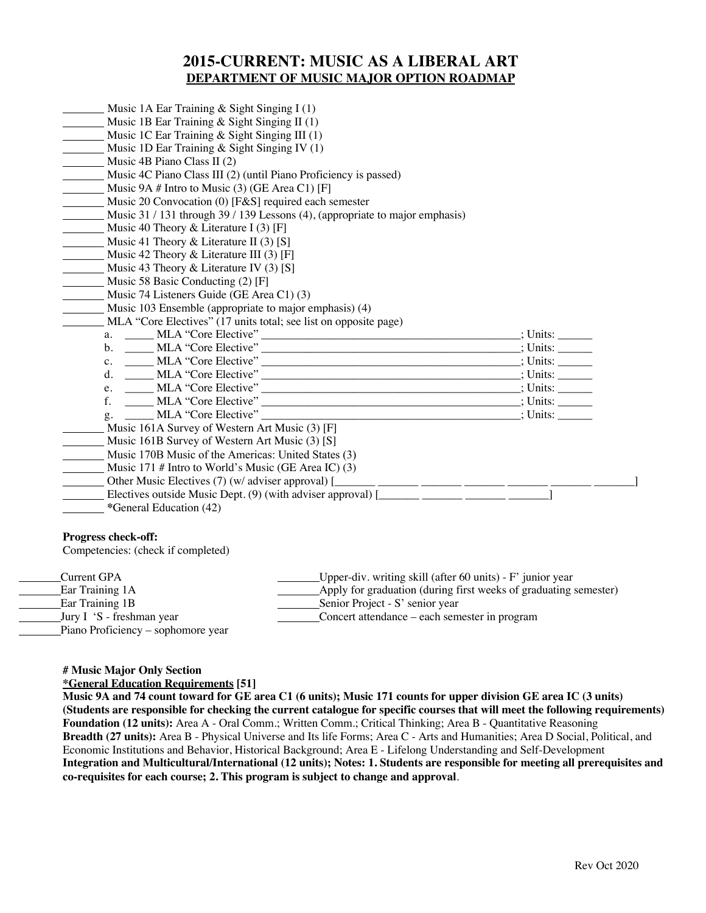# 2015-CURRENT: MUSIC AS A LIBERAL ART

## DEPARTMENT OF MUSIC MAJOR OPTION ROADMAP

_______ Music 1A Ear Training & Sight Singing I (1)
_______ Music 1B Ear Training & Sight Singing II (1)
_______ Music 1C Ear Training & Sight Singing III (1)
_______ Music 1D Ear Training & Sight Singing IV (1)
_______ Music 4B Piano Class II (2)
_______ Music 4C Piano Class III (2) (until Piano Proficiency is passed)
_______ Music 9A # Intro to Music (3) (GE Area C1) [F]
_______ Music 20 Convocation (0) [F&S] required each semester
_______ Music 31 / 131 through 39 / 139 Lessons (4), (appropriate to major emphasis)
_______ Music 40 Theory & Literature I (3) [F]
_______ Music 41 Theory & Literature II (3) [S]
_______ Music 42 Theory & Literature III (3) [F]
_______ Music 43 Theory & Literature IV (3) [S]
_______ Music 58 Basic Conducting (2) [F]
_______ Music 74 Listeners Guide (GE Area C1) (3)
_______ Music 103 Ensemble (appropriate to major emphasis) (4)
_______ MLA "Core Electives" (17 units total; see list on opposite page)

a. _____ MLA "Core Elective" ______________________________________________; Units: ______
b. _____ MLA "Core Elective" ______________________________________________; Units: ______
c. _____ MLA "Core Elective" ______________________________________________; Units: ______
d. _____ MLA "Core Elective" ______________________________________________; Units: ______
e. _____ MLA "Core Elective" ______________________________________________; Units: ______
f. _____ MLA "Core Elective" ______________________________________________; Units: ______
g. _____ MLA "Core Elective" ______________________________________________; Units: ______

_______ Music 161A Survey of Western Art Music (3) [F]
_______ Music 161B Survey of Western Art Music (3) [S]
_______ Music 170B Music of the Americas: United States (3)
_______ Music 171 # Intro to World's Music (GE Area IC) (3)
_______ Other Music Electives (7) (w/ adviser approval) [_______ _______ _______ _______ _______ _______ _______]
_______ Electives outside Music Dept. (9) (with adviser approval) [_______ _______ _______ _______]
_______ *General Education (42)

**Progress check-off:**
Competencies: (check if completed)

_______Current GPA
_______Ear Training 1A
_______Ear Training 1B
_______Jury I 'S - freshman year
_______Piano Proficiency – sophomore year
_______Upper-div. writing skill (after 60 units) - F' junior year
_______Apply for graduation (during first weeks of graduating semester)
_______Senior Project - S' senior year
_______Concert attendance – each semester in program

**# Music Major Only Section**

**<u>*General Education Requirements</u> [51]**

**Music 9A and 74 count toward for GE area C1 (6 units); Music 171 counts for upper division GE area IC (3 units) (Students are responsible for checking the current catalogue for specific courses that will meet the following requirements)**

**Foundation (12 units):** Area A - Oral Comm.; Written Comm.; Critical Thinking; Area B - Quantitative Reasoning

**Breadth (27 units):** Area B - Physical Universe and Its life Forms; Area C - Arts and Humanities; Area D Social, Political, and Economic Institutions and Behavior, Historical Background; Area E - Lifelong Understanding and Self-Development

**Integration and Multicultural/International (12 units); Notes: 1. Students are responsible for meeting all prerequisites and co-requisites for each course; 2. This program is subject to change and approval**.

Rev Oct 2020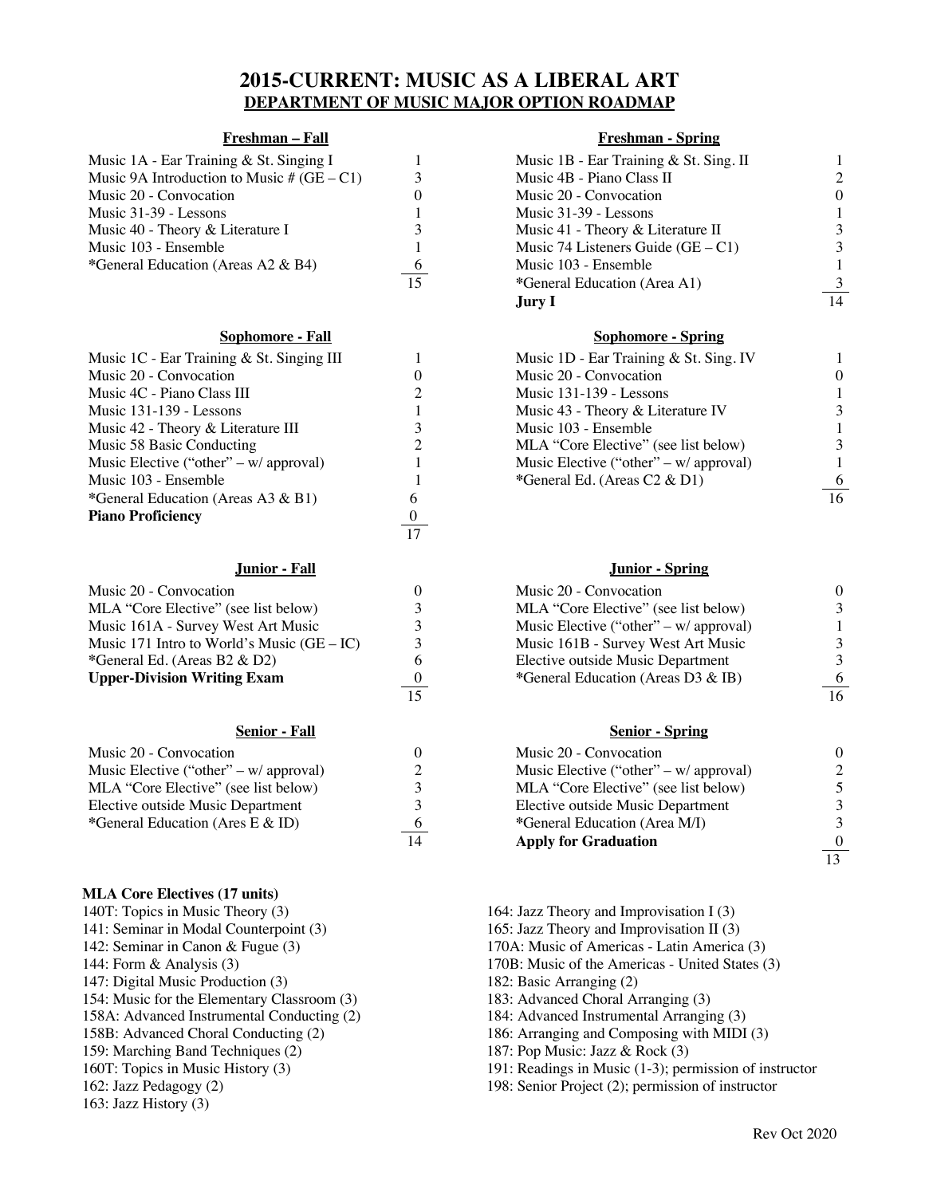# 2015-CURRENT: MUSIC AS A LIBERAL ART

## DEPARTMENT OF MUSIC MAJOR OPTION ROADMAP

### Freshman – Fall

| | |
|---|---|
| Music 1A - Ear Training & St. Singing I | 1 |
| Music 9A Introduction to Music # (GE – C1) | 3 |
| Music 20 - Convocation | 0 |
| Music 31-39 - Lessons | 1 |
| Music 40 - Theory & Literature I | 3 |
| Music 103 - Ensemble | 1 |
| *General Education (Areas A2 & B4) | 6 |
| | 15 |

### Freshman - Spring

| | |
|---|---|
| Music 1B - Ear Training & St. Sing. II | 1 |
| Music 4B - Piano Class II | 2 |
| Music 20 - Convocation | 0 |
| Music 31-39 - Lessons | 1 |
| Music 41 - Theory & Literature II | 3 |
| Music 74 Listeners Guide (GE – C1) | 3 |
| Music 103 - Ensemble | 1 |
| *General Education (Area A1) | 3 |
| **Jury I** | 14 |

### Sophomore - Fall

| | |
|---|---|
| Music 1C - Ear Training & St. Singing III | 1 |
| Music 20 - Convocation | 0 |
| Music 4C - Piano Class III | 2 |
| Music 131-139 - Lessons | 1 |
| Music 42 - Theory & Literature III | 3 |
| Music 58 Basic Conducting | 2 |
| Music Elective ("other" – w/ approval) | 1 |
| Music 103 - Ensemble | 1 |
| *General Education (Areas A3 & B1) | 6 |
| **Piano Proficiency** | 0 |
| | 17 |

### Sophomore - Spring

| | |
|---|---|
| Music 1D - Ear Training & St. Sing. IV | 1 |
| Music 20 - Convocation | 0 |
| Music 131-139 - Lessons | 1 |
| Music 43 - Theory & Literature IV | 3 |
| Music 103 - Ensemble | 1 |
| MLA "Core Elective" (see list below) | 3 |
| Music Elective ("other" – w/ approval) | 1 |
| *General Ed. (Areas C2 & D1) | 6 |
| | 16 |

### Junior - Fall

| | |
|---|---|
| Music 20 - Convocation | 0 |
| MLA "Core Elective" (see list below) | 3 |
| Music 161A - Survey West Art Music | 3 |
| Music 171 Intro to World's Music (GE – IC) | 3 |
| *General Ed. (Areas B2 & D2) | 6 |
| **Upper-Division Writing Exam** | 0 |
| | 15 |

### Junior - Spring

| | |
|---|---|
| Music 20 - Convocation | 0 |
| MLA "Core Elective" (see list below) | 3 |
| Music Elective ("other" – w/ approval) | 1 |
| Music 161B - Survey West Art Music | 3 |
| Elective outside Music Department | 3 |
| *General Education (Areas D3 & IB) | 6 |
| | 16 |

### Senior - Fall

| | |
|---|---|
| Music 20 - Convocation | 0 |
| Music Elective ("other" – w/ approval) | 2 |
| MLA "Core Elective" (see list below) | 3 |
| Elective outside Music Department | 3 |
| *General Education (Ares E & ID) | 6 |
| | 14 |

### Senior - Spring

| | |
|---|---|
| Music 20 - Convocation | 0 |
| Music Elective ("other" – w/ approval) | 2 |
| MLA "Core Elective" (see list below) | 5 |
| Elective outside Music Department | 3 |
| *General Education (Area M/I) | 3 |
| **Apply for Graduation** | 0 |
| | 13 |

### MLA Core Electives (17 units)

140T: Topics in Music Theory (3)
141: Seminar in Modal Counterpoint (3)
142: Seminar in Canon & Fugue (3)
144: Form & Analysis (3)
147: Digital Music Production (3)
154: Music for the Elementary Classroom (3)
158A: Advanced Instrumental Conducting (2)
158B: Advanced Choral Conducting (2)
159: Marching Band Techniques (2)
160T: Topics in Music History (3)
162: Jazz Pedagogy (2)
163: Jazz History (3)
164: Jazz Theory and Improvisation I (3)
165: Jazz Theory and Improvisation II (3)
170A: Music of Americas - Latin America (3)
170B: Music of the Americas - United States (3)
182: Basic Arranging (2)
183: Advanced Choral Arranging (3)
184: Advanced Instrumental Arranging (3)
186: Arranging and Composing with MIDI (3)
187: Pop Music: Jazz & Rock (3)
191: Readings in Music (1-3); permission of instructor
198: Senior Project (2); permission of instructor

Rev Oct 2020